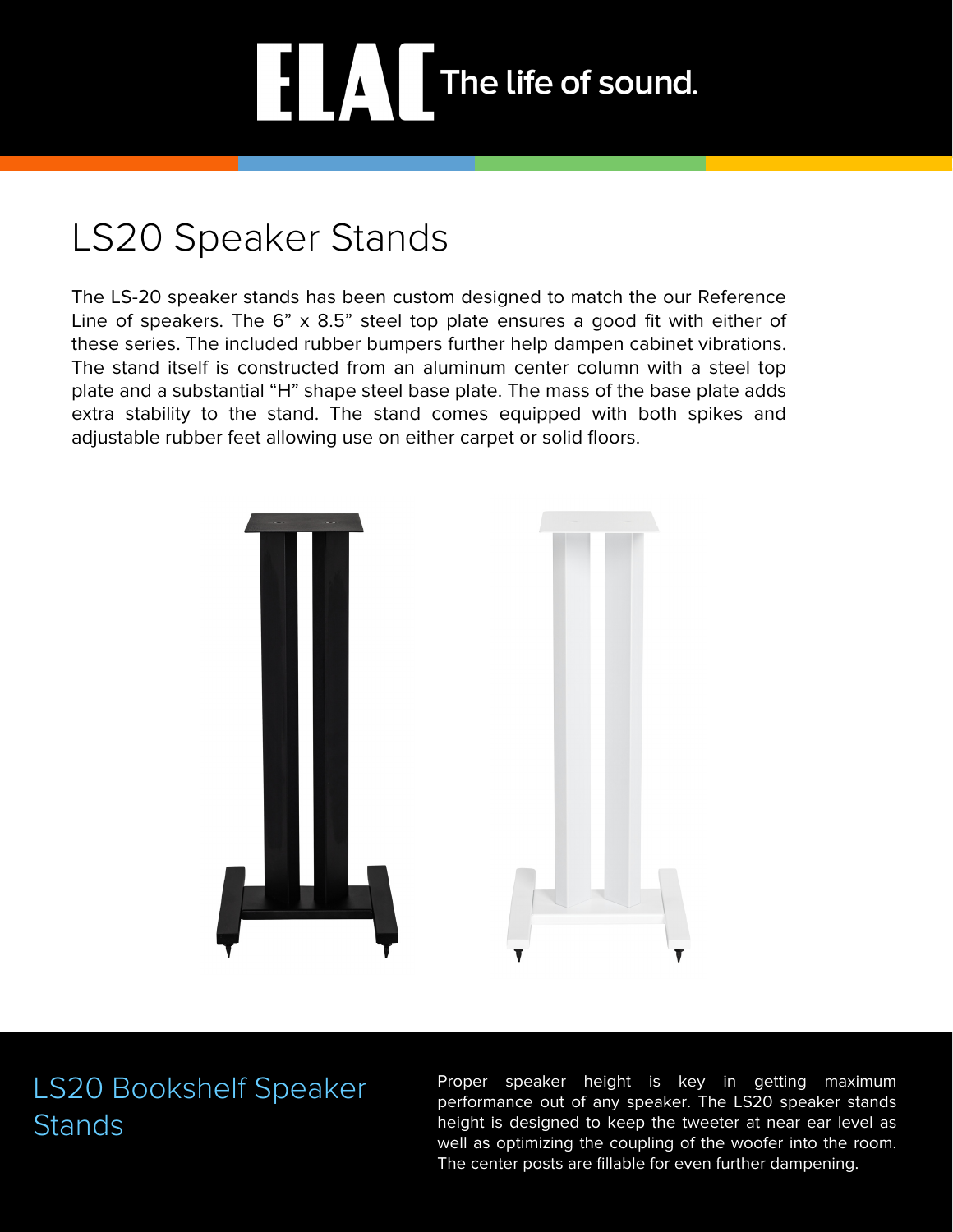ELAC The life of sound.

# LS20 Speaker Stands

The LS-20 speaker stands has been custom designed to match the our Reference Line of speakers. The 6" x 8.5" steel top plate ensures a good fit with either of these series. The included rubber bumpers further help dampen cabinet vibrations. The stand itself is constructed from an aluminum center column with a steel top plate and a substantial "H" shape steel base plate. The mass of the base plate adds extra stability to the stand. The stand comes equipped with both spikes and adjustable rubber feet allowing use on either carpet or solid floors.

## LS20 Bookshelf Speaker Stands

Proper speaker height is key in getting maximum performance out of any speaker. The LS20 speaker stands height is designed to keep the tweeter at near ear level as well as optimizing the coupling of the woofer into the room. The center posts are fillable for even further dampening.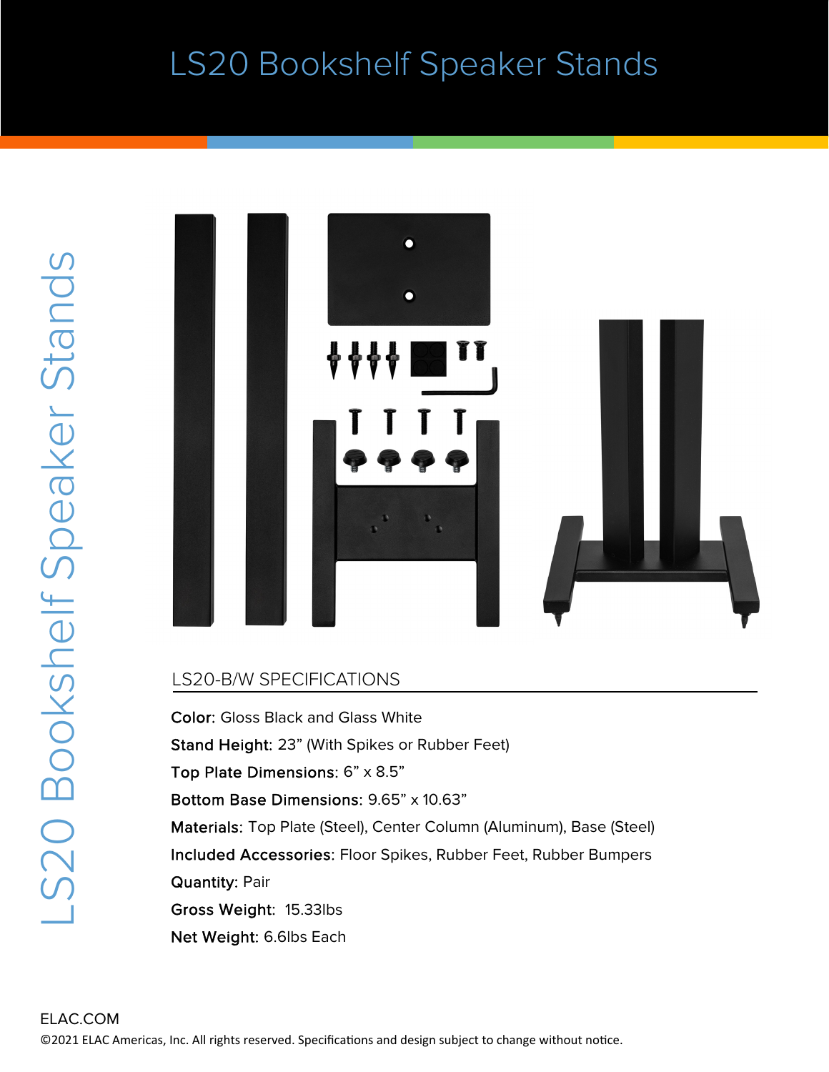# LS20 Bookshelf Speaker Stands

LS20 Bookshelf Speaker Stands

## LS20-B/W SPECIFICATIONS

**Color:** Gloss Black and Glass White

**Stand Height:** 23” (With Spikes or Rubber Feet)

**Top Plate Dimensions:** 6” x 8.5”

**Bottom Base Dimensions:** 9.65” x 10.63”

**Materials:** Top Plate (Steel), Center Column (Aluminum), Base (Steel)

**Included Accessories:** Floor Spikes, Rubber Feet, Rubber Bumpers

**Quantity:** Pair

**Gross Weight:** 15.33lbs

**Net Weight:** 6.6lbs Each

ELAC.COM

©2021 ELAC Americas, Inc. All rights reserved. Specifications and design subject to change without notice.